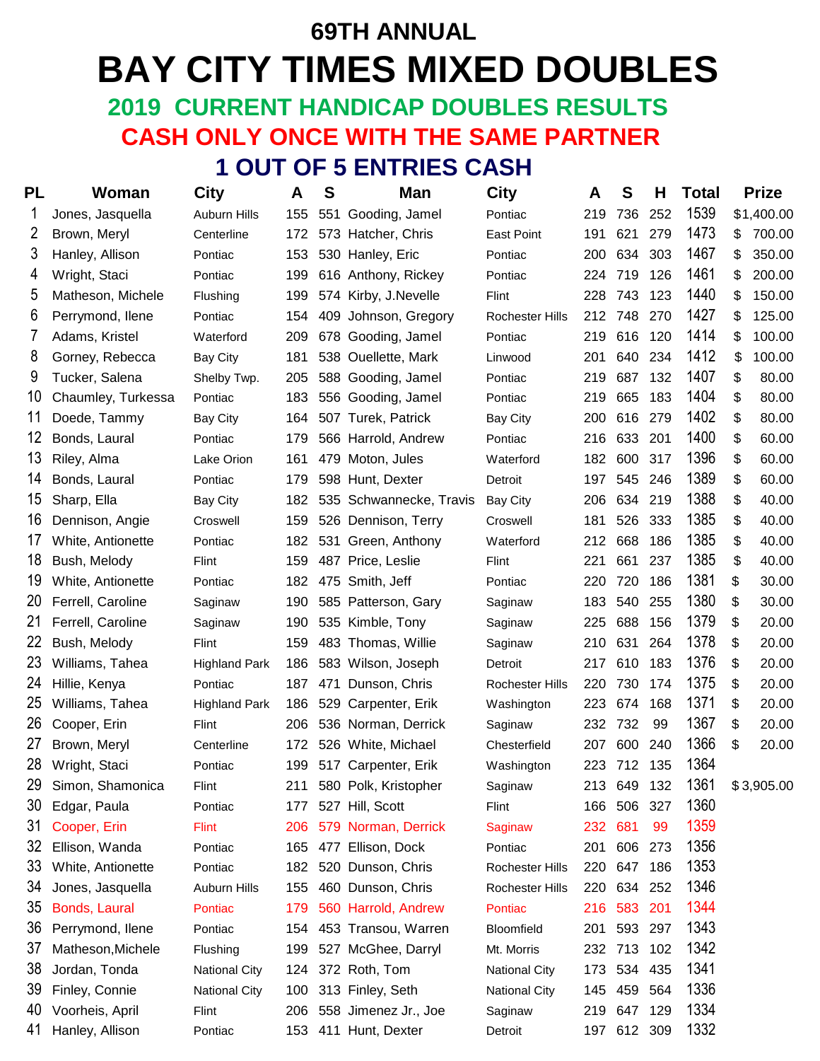# 69TH ANNUAL

# BAY CITY TIMES MIXED DOUBLES

## 2019 CURRENT HANDICAP DOUBLES RESULTS

## CASH ONLY ONCE WITH THE SAME PARTNER

## 1 OUT OF 5 ENTRIES CASH

| PL | Woman | City | A | S | Man | City | A | S | H | Total | Prize |
|---|---|---|---|---|---|---|---|---|---|---|---|
| 1 | Jones, Jasquella | Auburn Hills | 155 | 551 | Gooding, Jamel | Pontiac | 219 | 736 | 252 | 1539 | $1,400.00 |
| 2 | Brown, Meryl | Centerline | 172 | 573 | Hatcher, Chris | East Point | 191 | 621 | 279 | 1473 | $ 700.00 |
| 3 | Hanley, Allison | Pontiac | 153 | 530 | Hanley, Eric | Pontiac | 200 | 634 | 303 | 1467 | $ 350.00 |
| 4 | Wright, Staci | Pontiac | 199 | 616 | Anthony, Rickey | Pontiac | 224 | 719 | 126 | 1461 | $ 200.00 |
| 5 | Matheson, Michele | Flushing | 199 | 574 | Kirby, J.Nevelle | Flint | 228 | 743 | 123 | 1440 | $ 150.00 |
| 6 | Perrymond, Ilene | Pontiac | 154 | 409 | Johnson, Gregory | Rochester Hills | 212 | 748 | 270 | 1427 | $ 125.00 |
| 7 | Adams, Kristel | Waterford | 209 | 678 | Gooding, Jamel | Pontiac | 219 | 616 | 120 | 1414 | $ 100.00 |
| 8 | Gorney, Rebecca | Bay City | 181 | 538 | Ouellette, Mark | Linwood | 201 | 640 | 234 | 1412 | $ 100.00 |
| 9 | Tucker, Salena | Shelby Twp. | 205 | 588 | Gooding, Jamel | Pontiac | 219 | 687 | 132 | 1407 | $ 80.00 |
| 10 | Chaumley, Turkessa | Pontiac | 183 | 556 | Gooding, Jamel | Pontiac | 219 | 665 | 183 | 1404 | $ 80.00 |
| 11 | Doede, Tammy | Bay City | 164 | 507 | Turek, Patrick | Bay City | 200 | 616 | 279 | 1402 | $ 80.00 |
| 12 | Bonds, Laural | Pontiac | 179 | 566 | Harrold, Andrew | Pontiac | 216 | 633 | 201 | 1400 | $ 60.00 |
| 13 | Riley, Alma | Lake Orion | 161 | 479 | Moton, Jules | Waterford | 182 | 600 | 317 | 1396 | $ 60.00 |
| 14 | Bonds, Laural | Pontiac | 179 | 598 | Hunt, Dexter | Detroit | 197 | 545 | 246 | 1389 | $ 60.00 |
| 15 | Sharp, Ella | Bay City | 182 | 535 | Schwannecke, Travis | Bay City | 206 | 634 | 219 | 1388 | $ 40.00 |
| 16 | Dennison, Angie | Croswell | 159 | 526 | Dennison, Terry | Croswell | 181 | 526 | 333 | 1385 | $ 40.00 |
| 17 | White, Antionette | Pontiac | 182 | 531 | Green, Anthony | Waterford | 212 | 668 | 186 | 1385 | $ 40.00 |
| 18 | Bush, Melody | Flint | 159 | 487 | Price, Leslie | Flint | 221 | 661 | 237 | 1385 | $ 40.00 |
| 19 | White, Antionette | Pontiac | 182 | 475 | Smith, Jeff | Pontiac | 220 | 720 | 186 | 1381 | $ 30.00 |
| 20 | Ferrell, Caroline | Saginaw | 190 | 585 | Patterson, Gary | Saginaw | 183 | 540 | 255 | 1380 | $ 30.00 |
| 21 | Ferrell, Caroline | Saginaw | 190 | 535 | Kimble, Tony | Saginaw | 225 | 688 | 156 | 1379 | $ 20.00 |
| 22 | Bush, Melody | Flint | 159 | 483 | Thomas, Willie | Saginaw | 210 | 631 | 264 | 1378 | $ 20.00 |
| 23 | Williams, Tahea | Highland Park | 186 | 583 | Wilson, Joseph | Detroit | 217 | 610 | 183 | 1376 | $ 20.00 |
| 24 | Hillie, Kenya | Pontiac | 187 | 471 | Dunson, Chris | Rochester Hills | 220 | 730 | 174 | 1375 | $ 20.00 |
| 25 | Williams, Tahea | Highland Park | 186 | 529 | Carpenter, Erik | Washington | 223 | 674 | 168 | 1371 | $ 20.00 |
| 26 | Cooper, Erin | Flint | 206 | 536 | Norman, Derrick | Saginaw | 232 | 732 | 99 | 1367 | $ 20.00 |
| 27 | Brown, Meryl | Centerline | 172 | 526 | White, Michael | Chesterfield | 207 | 600 | 240 | 1366 | $ 20.00 |
| 28 | Wright, Staci | Pontiac | 199 | 517 | Carpenter, Erik | Washington | 223 | 712 | 135 | 1364 | |
| 29 | Simon, Shamonica | Flint | 211 | 580 | Polk, Kristopher | Saginaw | 213 | 649 | 132 | 1361 | $ 3,905.00 |
| 30 | Edgar, Paula | Pontiac | 177 | 527 | Hill, Scott | Flint | 166 | 506 | 327 | 1360 | |
| 31 | Cooper, Erin | Flint | 206 | 579 | Norman, Derrick | Saginaw | 232 | 681 | 99 | 1359 | |
| 32 | Ellison, Wanda | Pontiac | 165 | 477 | Ellison, Dock | Pontiac | 201 | 606 | 273 | 1356 | |
| 33 | White, Antionette | Pontiac | 182 | 520 | Dunson, Chris | Rochester Hills | 220 | 647 | 186 | 1353 | |
| 34 | Jones, Jasquella | Auburn Hills | 155 | 460 | Dunson, Chris | Rochester Hills | 220 | 634 | 252 | 1346 | |
| 35 | Bonds, Laural | Pontiac | 179 | 560 | Harrold, Andrew | Pontiac | 216 | 583 | 201 | 1344 | |
| 36 | Perrymond, Ilene | Pontiac | 154 | 453 | Transou, Warren | Bloomfield | 201 | 593 | 297 | 1343 | |
| 37 | Matheson,Michele | Flushing | 199 | 527 | McGhee, Darryl | Mt. Morris | 232 | 713 | 102 | 1342 | |
| 38 | Jordan, Tonda | National City | 124 | 372 | Roth, Tom | National City | 173 | 534 | 435 | 1341 | |
| 39 | Finley, Connie | National City | 100 | 313 | Finley, Seth | National City | 145 | 459 | 564 | 1336 | |
| 40 | Voorheis, April | Flint | 206 | 558 | Jimenez Jr., Joe | Saginaw | 219 | 647 | 129 | 1334 | |
| 41 | Hanley, Allison | Pontiac | 153 | 411 | Hunt, Dexter | Detroit | 197 | 612 | 309 | 1332 | |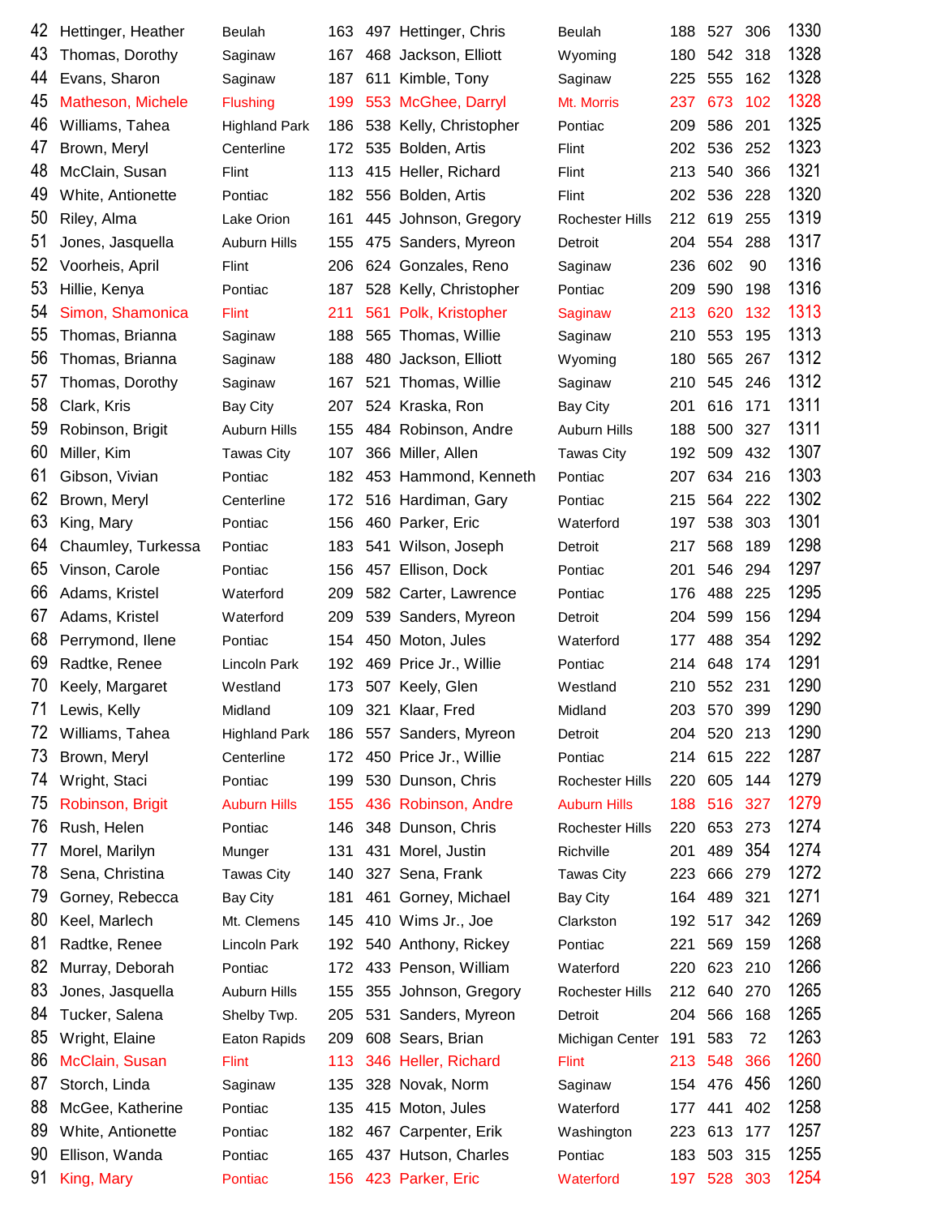| | | | | | | | | | | |
|---|---|---|---|---|---|---|---|---|---|---|
| 42 | Hettinger, Heather | Beulah | 163 | 497 | Hettinger, Chris | Beulah | 188 | 527 | 306 | 1330 |
| 43 | Thomas, Dorothy | Saginaw | 167 | 468 | Jackson, Elliott | Wyoming | 180 | 542 | 318 | 1328 |
| 44 | Evans, Sharon | Saginaw | 187 | 611 | Kimble, Tony | Saginaw | 225 | 555 | 162 | 1328 |
| 45 | Matheson, Michele | Flushing | 199 | 553 | McGhee, Darryl | Mt. Morris | 237 | 673 | 102 | 1328 |
| 46 | Williams, Tahea | Highland Park | 186 | 538 | Kelly, Christopher | Pontiac | 209 | 586 | 201 | 1325 |
| 47 | Brown, Meryl | Centerline | 172 | 535 | Bolden, Artis | Flint | 202 | 536 | 252 | 1323 |
| 48 | McClain, Susan | Flint | 113 | 415 | Heller, Richard | Flint | 213 | 540 | 366 | 1321 |
| 49 | White, Antionette | Pontiac | 182 | 556 | Bolden, Artis | Flint | 202 | 536 | 228 | 1320 |
| 50 | Riley, Alma | Lake Orion | 161 | 445 | Johnson, Gregory | Rochester Hills | 212 | 619 | 255 | 1319 |
| 51 | Jones, Jasquella | Auburn Hills | 155 | 475 | Sanders, Myreon | Detroit | 204 | 554 | 288 | 1317 |
| 52 | Voorheis, April | Flint | 206 | 624 | Gonzales, Reno | Saginaw | 236 | 602 | 90 | 1316 |
| 53 | Hillie, Kenya | Pontiac | 187 | 528 | Kelly, Christopher | Pontiac | 209 | 590 | 198 | 1316 |
| 54 | Simon, Shamonica | Flint | 211 | 561 | Polk, Kristopher | Saginaw | 213 | 620 | 132 | 1313 |
| 55 | Thomas, Brianna | Saginaw | 188 | 565 | Thomas, Willie | Saginaw | 210 | 553 | 195 | 1313 |
| 56 | Thomas, Brianna | Saginaw | 188 | 480 | Jackson, Elliott | Wyoming | 180 | 565 | 267 | 1312 |
| 57 | Thomas, Dorothy | Saginaw | 167 | 521 | Thomas, Willie | Saginaw | 210 | 545 | 246 | 1312 |
| 58 | Clark, Kris | Bay City | 207 | 524 | Kraska, Ron | Bay City | 201 | 616 | 171 | 1311 |
| 59 | Robinson, Brigit | Auburn Hills | 155 | 484 | Robinson, Andre | Auburn Hills | 188 | 500 | 327 | 1311 |
| 60 | Miller, Kim | Tawas City | 107 | 366 | Miller, Allen | Tawas City | 192 | 509 | 432 | 1307 |
| 61 | Gibson, Vivian | Pontiac | 182 | 453 | Hammond, Kenneth | Pontiac | 207 | 634 | 216 | 1303 |
| 62 | Brown, Meryl | Centerline | 172 | 516 | Hardiman, Gary | Pontiac | 215 | 564 | 222 | 1302 |
| 63 | King, Mary | Pontiac | 156 | 460 | Parker, Eric | Waterford | 197 | 538 | 303 | 1301 |
| 64 | Chaumley, Turkessa | Pontiac | 183 | 541 | Wilson, Joseph | Detroit | 217 | 568 | 189 | 1298 |
| 65 | Vinson, Carole | Pontiac | 156 | 457 | Ellison, Dock | Pontiac | 201 | 546 | 294 | 1297 |
| 66 | Adams, Kristel | Waterford | 209 | 582 | Carter, Lawrence | Pontiac | 176 | 488 | 225 | 1295 |
| 67 | Adams, Kristel | Waterford | 209 | 539 | Sanders, Myreon | Detroit | 204 | 599 | 156 | 1294 |
| 68 | Perrymond, Ilene | Pontiac | 154 | 450 | Moton, Jules | Waterford | 177 | 488 | 354 | 1292 |
| 69 | Radtke, Renee | Lincoln Park | 192 | 469 | Price Jr., Willie | Pontiac | 214 | 648 | 174 | 1291 |
| 70 | Keely, Margaret | Westland | 173 | 507 | Keely, Glen | Westland | 210 | 552 | 231 | 1290 |
| 71 | Lewis, Kelly | Midland | 109 | 321 | Klaar, Fred | Midland | 203 | 570 | 399 | 1290 |
| 72 | Williams, Tahea | Highland Park | 186 | 557 | Sanders, Myreon | Detroit | 204 | 520 | 213 | 1290 |
| 73 | Brown, Meryl | Centerline | 172 | 450 | Price Jr., Willie | Pontiac | 214 | 615 | 222 | 1287 |
| 74 | Wright, Staci | Pontiac | 199 | 530 | Dunson, Chris | Rochester Hills | 220 | 605 | 144 | 1279 |
| 75 | Robinson, Brigit | Auburn Hills | 155 | 436 | Robinson, Andre | Auburn Hills | 188 | 516 | 327 | 1279 |
| 76 | Rush, Helen | Pontiac | 146 | 348 | Dunson, Chris | Rochester Hills | 220 | 653 | 273 | 1274 |
| 77 | Morel, Marilyn | Munger | 131 | 431 | Morel, Justin | Richville | 201 | 489 | 354 | 1274 |
| 78 | Sena, Christina | Tawas City | 140 | 327 | Sena, Frank | Tawas City | 223 | 666 | 279 | 1272 |
| 79 | Gorney, Rebecca | Bay City | 181 | 461 | Gorney, Michael | Bay City | 164 | 489 | 321 | 1271 |
| 80 | Keel, Marlech | Mt. Clemens | 145 | 410 | Wims Jr., Joe | Clarkston | 192 | 517 | 342 | 1269 |
| 81 | Radtke, Renee | Lincoln Park | 192 | 540 | Anthony, Rickey | Pontiac | 221 | 569 | 159 | 1268 |
| 82 | Murray, Deborah | Pontiac | 172 | 433 | Penson, William | Waterford | 220 | 623 | 210 | 1266 |
| 83 | Jones, Jasquella | Auburn Hills | 155 | 355 | Johnson, Gregory | Rochester Hills | 212 | 640 | 270 | 1265 |
| 84 | Tucker, Salena | Shelby Twp. | 205 | 531 | Sanders, Myreon | Detroit | 204 | 566 | 168 | 1265 |
| 85 | Wright, Elaine | Eaton Rapids | 209 | 608 | Sears, Brian | Michigan Center | 191 | 583 | 72 | 1263 |
| 86 | McClain, Susan | Flint | 113 | 346 | Heller, Richard | Flint | 213 | 548 | 366 | 1260 |
| 87 | Storch, Linda | Saginaw | 135 | 328 | Novak, Norm | Saginaw | 154 | 476 | 456 | 1260 |
| 88 | McGee, Katherine | Pontiac | 135 | 415 | Moton, Jules | Waterford | 177 | 441 | 402 | 1258 |
| 89 | White, Antionette | Pontiac | 182 | 467 | Carpenter, Erik | Washington | 223 | 613 | 177 | 1257 |
| 90 | Ellison, Wanda | Pontiac | 165 | 437 | Hutson, Charles | Pontiac | 183 | 503 | 315 | 1255 |
| 91 | King, Mary | Pontiac | 156 | 423 | Parker, Eric | Waterford | 197 | 528 | 303 | 1254 |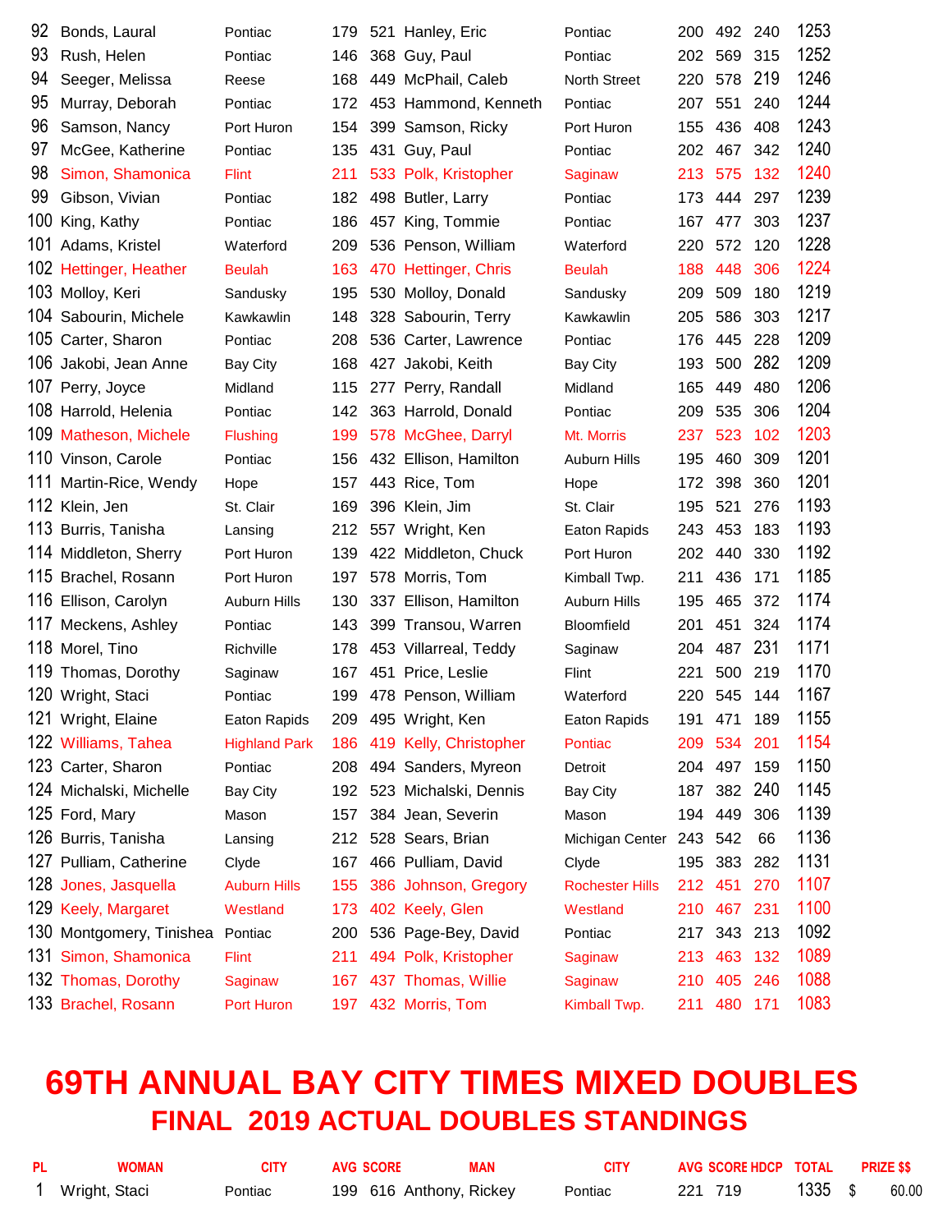| | | | | | | | | | | |
|---|---|---|---|---|---|---|---|---|---|---|
| 92 | Bonds, Laural | Pontiac | 179 | 521 | Hanley, Eric | Pontiac | 200 | 492 | 240 | 1253 |
| 93 | Rush, Helen | Pontiac | 146 | 368 | Guy, Paul | Pontiac | 202 | 569 | 315 | 1252 |
| 94 | Seeger, Melissa | Reese | 168 | 449 | McPhail, Caleb | North Street | 220 | 578 | 219 | 1246 |
| 95 | Murray, Deborah | Pontiac | 172 | 453 | Hammond, Kenneth | Pontiac | 207 | 551 | 240 | 1244 |
| 96 | Samson, Nancy | Port Huron | 154 | 399 | Samson, Ricky | Port Huron | 155 | 436 | 408 | 1243 |
| 97 | McGee, Katherine | Pontiac | 135 | 431 | Guy, Paul | Pontiac | 202 | 467 | 342 | 1240 |
| 98 | Simon, Shamonica | Flint | 211 | 533 | Polk, Kristopher | Saginaw | 213 | 575 | 132 | 1240 |
| 99 | Gibson, Vivian | Pontiac | 182 | 498 | Butler, Larry | Pontiac | 173 | 444 | 297 | 1239 |
| 100 | King, Kathy | Pontiac | 186 | 457 | King, Tommie | Pontiac | 167 | 477 | 303 | 1237 |
| 101 | Adams, Kristel | Waterford | 209 | 536 | Penson, William | Waterford | 220 | 572 | 120 | 1228 |
| 102 | Hettinger, Heather | Beulah | 163 | 470 | Hettinger, Chris | Beulah | 188 | 448 | 306 | 1224 |
| 103 | Molloy, Keri | Sandusky | 195 | 530 | Molloy, Donald | Sandusky | 209 | 509 | 180 | 1219 |
| 104 | Sabourin, Michele | Kawkawlin | 148 | 328 | Sabourin, Terry | Kawkawlin | 205 | 586 | 303 | 1217 |
| 105 | Carter, Sharon | Pontiac | 208 | 536 | Carter, Lawrence | Pontiac | 176 | 445 | 228 | 1209 |
| 106 | Jakobi, Jean Anne | Bay City | 168 | 427 | Jakobi, Keith | Bay City | 193 | 500 | 282 | 1209 |
| 107 | Perry, Joyce | Midland | 115 | 277 | Perry, Randall | Midland | 165 | 449 | 480 | 1206 |
| 108 | Harrold, Helenia | Pontiac | 142 | 363 | Harrold, Donald | Pontiac | 209 | 535 | 306 | 1204 |
| 109 | Matheson, Michele | Flushing | 199 | 578 | McGhee, Darryl | Mt. Morris | 237 | 523 | 102 | 1203 |
| 110 | Vinson, Carole | Pontiac | 156 | 432 | Ellison, Hamilton | Auburn Hills | 195 | 460 | 309 | 1201 |
| 111 | Martin-Rice, Wendy | Hope | 157 | 443 | Rice, Tom | Hope | 172 | 398 | 360 | 1201 |
| 112 | Klein, Jen | St. Clair | 169 | 396 | Klein, Jim | St. Clair | 195 | 521 | 276 | 1193 |
| 113 | Burris, Tanisha | Lansing | 212 | 557 | Wright, Ken | Eaton Rapids | 243 | 453 | 183 | 1193 |
| 114 | Middleton, Sherry | Port Huron | 139 | 422 | Middleton, Chuck | Port Huron | 202 | 440 | 330 | 1192 |
| 115 | Brachel, Rosann | Port Huron | 197 | 578 | Morris, Tom | Kimball Twp. | 211 | 436 | 171 | 1185 |
| 116 | Ellison, Carolyn | Auburn Hills | 130 | 337 | Ellison, Hamilton | Auburn Hills | 195 | 465 | 372 | 1174 |
| 117 | Meckens, Ashley | Pontiac | 143 | 399 | Transou, Warren | Bloomfield | 201 | 451 | 324 | 1174 |
| 118 | Morel, Tino | Richville | 178 | 453 | Villarreal, Teddy | Saginaw | 204 | 487 | 231 | 1171 |
| 119 | Thomas, Dorothy | Saginaw | 167 | 451 | Price, Leslie | Flint | 221 | 500 | 219 | 1170 |
| 120 | Wright, Staci | Pontiac | 199 | 478 | Penson, William | Waterford | 220 | 545 | 144 | 1167 |
| 121 | Wright, Elaine | Eaton Rapids | 209 | 495 | Wright, Ken | Eaton Rapids | 191 | 471 | 189 | 1155 |
| 122 | Williams, Tahea | Highland Park | 186 | 419 | Kelly, Christopher | Pontiac | 209 | 534 | 201 | 1154 |
| 123 | Carter, Sharon | Pontiac | 208 | 494 | Sanders, Myreon | Detroit | 204 | 497 | 159 | 1150 |
| 124 | Michalski, Michelle | Bay City | 192 | 523 | Michalski, Dennis | Bay City | 187 | 382 | 240 | 1145 |
| 125 | Ford, Mary | Mason | 157 | 384 | Jean, Severin | Mason | 194 | 449 | 306 | 1139 |
| 126 | Burris, Tanisha | Lansing | 212 | 528 | Sears, Brian | Michigan Center | 243 | 542 | 66 | 1136 |
| 127 | Pulliam, Catherine | Clyde | 167 | 466 | Pulliam, David | Clyde | 195 | 383 | 282 | 1131 |
| 128 | Jones, Jasquella | Auburn Hills | 155 | 386 | Johnson, Gregory | Rochester Hills | 212 | 451 | 270 | 1107 |
| 129 | Keely, Margaret | Westland | 173 | 402 | Keely, Glen | Westland | 210 | 467 | 231 | 1100 |
| 130 | Montgomery, Tinishea | Pontiac | 200 | 536 | Page-Bey, David | Pontiac | 217 | 343 | 213 | 1092 |
| 131 | Simon, Shamonica | Flint | 211 | 494 | Polk, Kristopher | Saginaw | 213 | 463 | 132 | 1089 |
| 132 | Thomas, Dorothy | Saginaw | 167 | 437 | Thomas, Willie | Saginaw | 210 | 405 | 246 | 1088 |
| 133 | Brachel, Rosann | Port Huron | 197 | 432 | Morris, Tom | Kimball Twp. | 211 | 480 | 171 | 1083 |

# 69TH ANNUAL BAY CITY TIMES MIXED DOUBLES

## FINAL 2019 ACTUAL DOUBLES STANDINGS

| PL | WOMAN | CITY | AVG | SCORE | MAN | CITY | AVG | SCORE | HDCP | TOTAL | PRIZE $$ |
|---|---|---|---|---|---|---|---|---|---|---|---|
| 1 | Wright, Staci | Pontiac | 199 | 616 | Anthony, Rickey | Pontiac | 221 | 719 | | 1335 | $ 60.00 |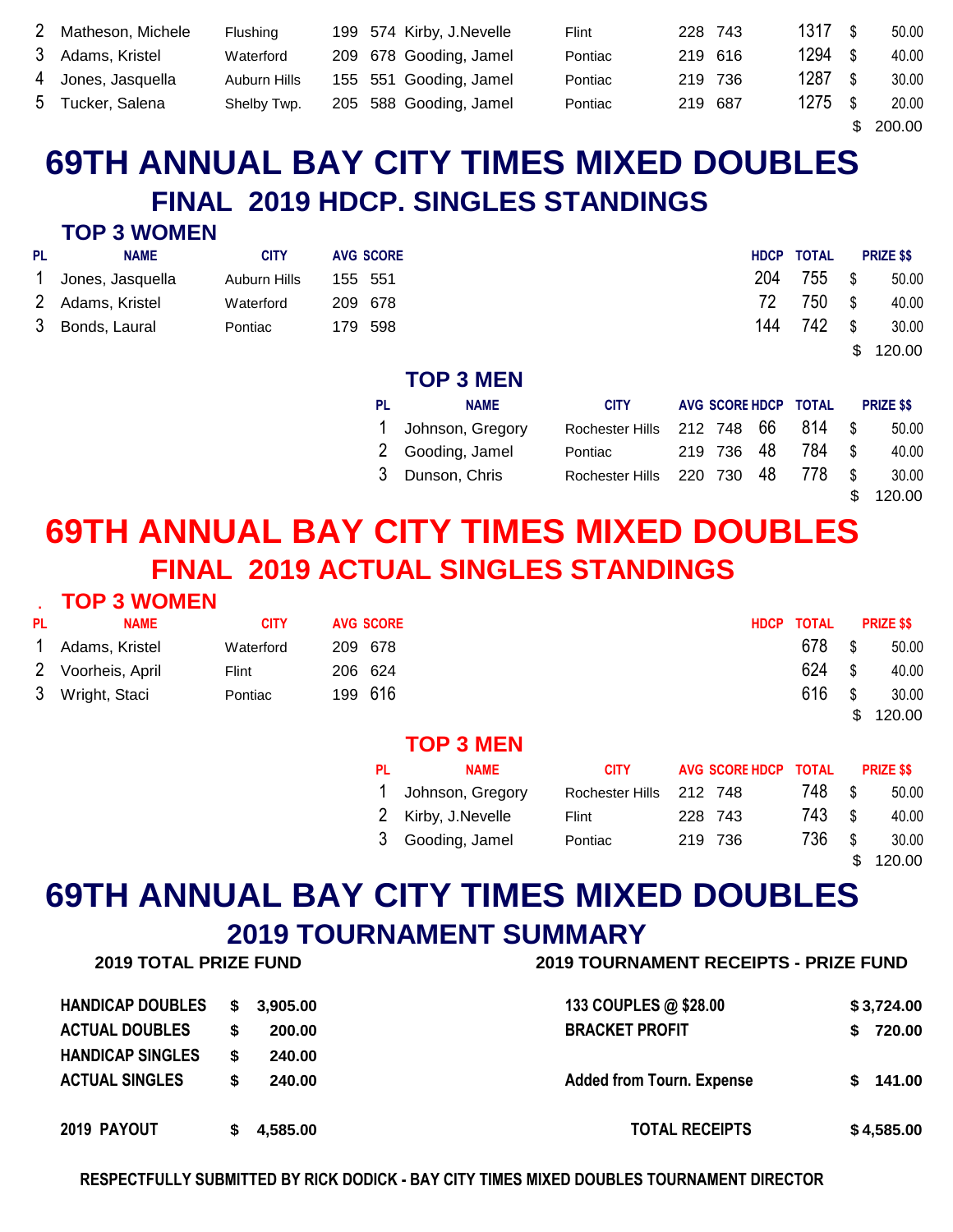| | | | | | | | | | | |
|---|---|---|---|---|---|---|---|---|---|---|
| 2 | Matheson, Michele | Flushing | 199 | 574 | Kirby, J.Nevelle | Flint | 228 | 743 | 1317 | $ 50.00 |
| 3 | Adams, Kristel | Waterford | 209 | 678 | Gooding, Jamel | Pontiac | 219 | 616 | 1294 | $ 40.00 |
| 4 | Jones, Jasquella | Auburn Hills | 155 | 551 | Gooding, Jamel | Pontiac | 219 | 736 | 1287 | $ 30.00 |
| 5 | Tucker, Salena | Shelby Twp. | 205 | 588 | Gooding, Jamel | Pontiac | 219 | 687 | 1275 | $ 20.00 |
| | | | | | | | | | | $ 200.00 |

# 69TH ANNUAL BAY CITY TIMES MIXED DOUBLES

## FINAL 2019 HDCP. SINGLES STANDINGS

### TOP 3 WOMEN

| PL | NAME | CITY | AVG | SCORE | HDCP | TOTAL | PRIZE $$ |
|---|---|---|---|---|---|---|---|
| 1 | Jones, Jasquella | Auburn Hills | 155 | 551 | 204 | 755 | $ 50.00 |
| 2 | Adams, Kristel | Waterford | 209 | 678 | 72 | 750 | $ 40.00 |
| 3 | Bonds, Laural | Pontiac | 179 | 598 | 144 | 742 | $ 30.00 |
| | | | | | | | $ 120.00 |

### TOP 3 MEN

| PL | NAME | CITY | AVG | SCORE | HDCP | TOTAL | PRIZE $$ |
|---|---|---|---|---|---|---|---|
| 1 | Johnson, Gregory | Rochester Hills | 212 | 748 | 66 | 814 | $ 50.00 |
| 2 | Gooding, Jamel | Pontiac | 219 | 736 | 48 | 784 | $ 40.00 |
| 3 | Dunson, Chris | Rochester Hills | 220 | 730 | 48 | 778 | $ 30.00 |
| | | | | | | | $ 120.00 |

# 69TH ANNUAL BAY CITY TIMES MIXED DOUBLES

## FINAL 2019 ACTUAL SINGLES STANDINGS

### TOP 3 WOMEN

| PL | NAME | CITY | AVG | SCORE | HDCP | TOTAL | PRIZE $$ |
|---|---|---|---|---|---|---|---|
| 1 | Adams, Kristel | Waterford | 209 | 678 | | 678 | $ 50.00 |
| 2 | Voorheis, April | Flint | 206 | 624 | | 624 | $ 40.00 |
| 3 | Wright, Staci | Pontiac | 199 | 616 | | 616 | $ 30.00 |
| | | | | | | | $ 120.00 |

### TOP 3 MEN

| PL | NAME | CITY | AVG | SCORE | HDCP | TOTAL | PRIZE $$ |
|---|---|---|---|---|---|---|---|
| 1 | Johnson, Gregory | Rochester Hills | 212 | 748 | | 748 | $ 50.00 |
| 2 | Kirby, J.Nevelle | Flint | 228 | 743 | | 743 | $ 40.00 |
| 3 | Gooding, Jamel | Pontiac | 219 | 736 | | 736 | $ 30.00 |
| | | | | | | | $ 120.00 |

# 69TH ANNUAL BAY CITY TIMES MIXED DOUBLES

## 2019 TOURNAMENT SUMMARY

**2019 TOTAL PRIZE FUND**

| | |
|---|---|
| HANDICAP DOUBLES | $ 3,905.00 |
| ACTUAL DOUBLES | $ 200.00 |
| HANDICAP SINGLES | $ 240.00 |
| ACTUAL SINGLES | $ 240.00 |
| 2019 PAYOUT | $ 4,585.00 |

**2019 TOURNAMENT RECEIPTS - PRIZE FUND**

| | |
|---|---|
| 133 COUPLES @ $28.00 | $ 3,724.00 |
| BRACKET PROFIT | $ 720.00 |
| Added from Tourn. Expense | $ 141.00 |
| TOTAL RECEIPTS | $ 4,585.00 |

**RESPECTFULLY SUBMITTED BY RICK DODICK - BAY CITY TIMES MIXED DOUBLES TOURNAMENT DIRECTOR**